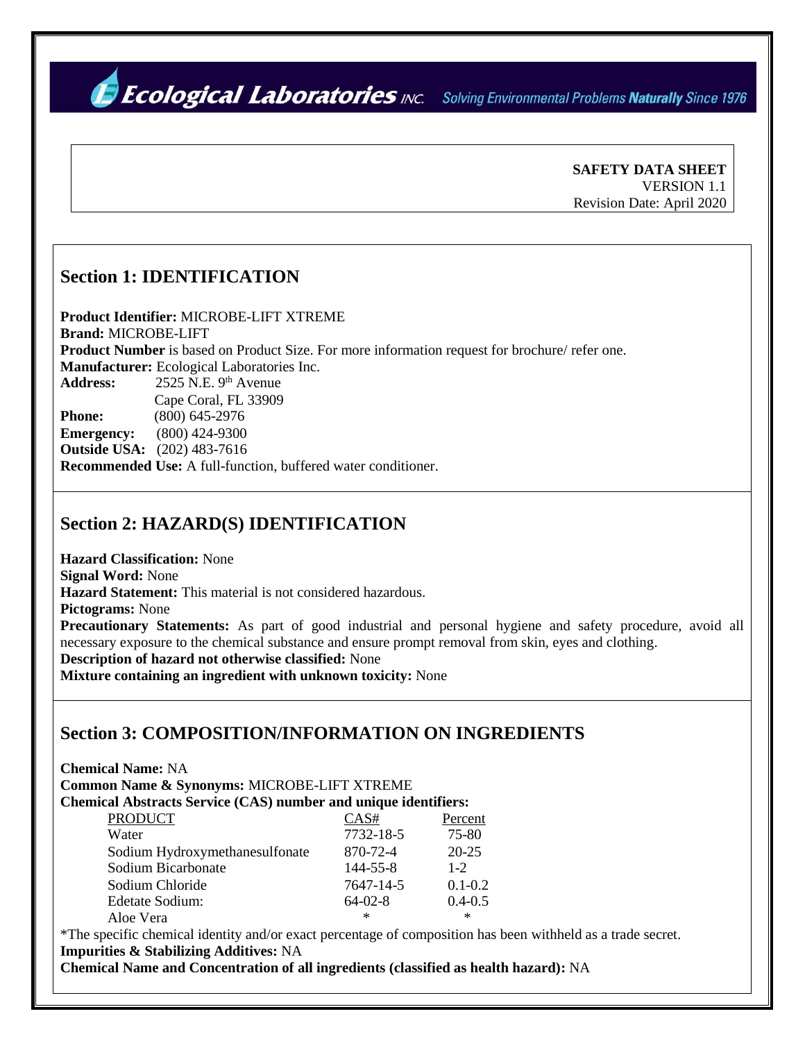**Ecological Laboratories** INC. Solving Environmental Problems **Naturally** Since 1976

**SAFETY DATA SHEET**
VERSION 1.1
Revision Date: April 2020

## Section 1: IDENTIFICATION

**Product Identifier:** MICROBE-LIFT XTREME
**Brand:** MICROBE-LIFT
**Product Number** is based on Product Size. For more information request for brochure/ refer one.
**Manufacturer:** Ecological Laboratories Inc.
**Address:** 2525 N.E. 9th Avenue
Cape Coral, FL 33909
**Phone:** (800) 645-2976
**Emergency:** (800) 424-9300
**Outside USA:** (202) 483-7616
**Recommended Use:** A full-function, buffered water conditioner.

## Section 2: HAZARD(S) IDENTIFICATION

**Hazard Classification:** None
**Signal Word:** None
**Hazard Statement:** This material is not considered hazardous.
**Pictograms:** None
**Precautionary Statements:** As part of good industrial and personal hygiene and safety procedure, avoid all necessary exposure to the chemical substance and ensure prompt removal from skin, eyes and clothing.
**Description of hazard not otherwise classified:** None
**Mixture containing an ingredient with unknown toxicity:** None

## Section 3: COMPOSITION/INFORMATION ON INGREDIENTS

**Chemical Name:** NA
**Common Name & Synonyms:** MICROBE-LIFT XTREME
**Chemical Abstracts Service (CAS) number and unique identifiers:**

| PRODUCT | CAS# | Percent |
|---|---|---|
| Water | 7732-18-5 | 75-80 |
| Sodium Hydroxymethanesulfonate | 870-72-4 | 20-25 |
| Sodium Bicarbonate | 144-55-8 | 1-2 |
| Sodium Chloride | 7647-14-5 | 0.1-0.2 |
| Edetate Sodium: | 64-02-8 | 0.4-0.5 |
| Aloe Vera | * | * |

*The specific chemical identity and/or exact percentage of composition has been withheld as a trade secret.
**Impurities & Stabilizing Additives:** NA
**Chemical Name and Concentration of all ingredients (classified as health hazard):** NA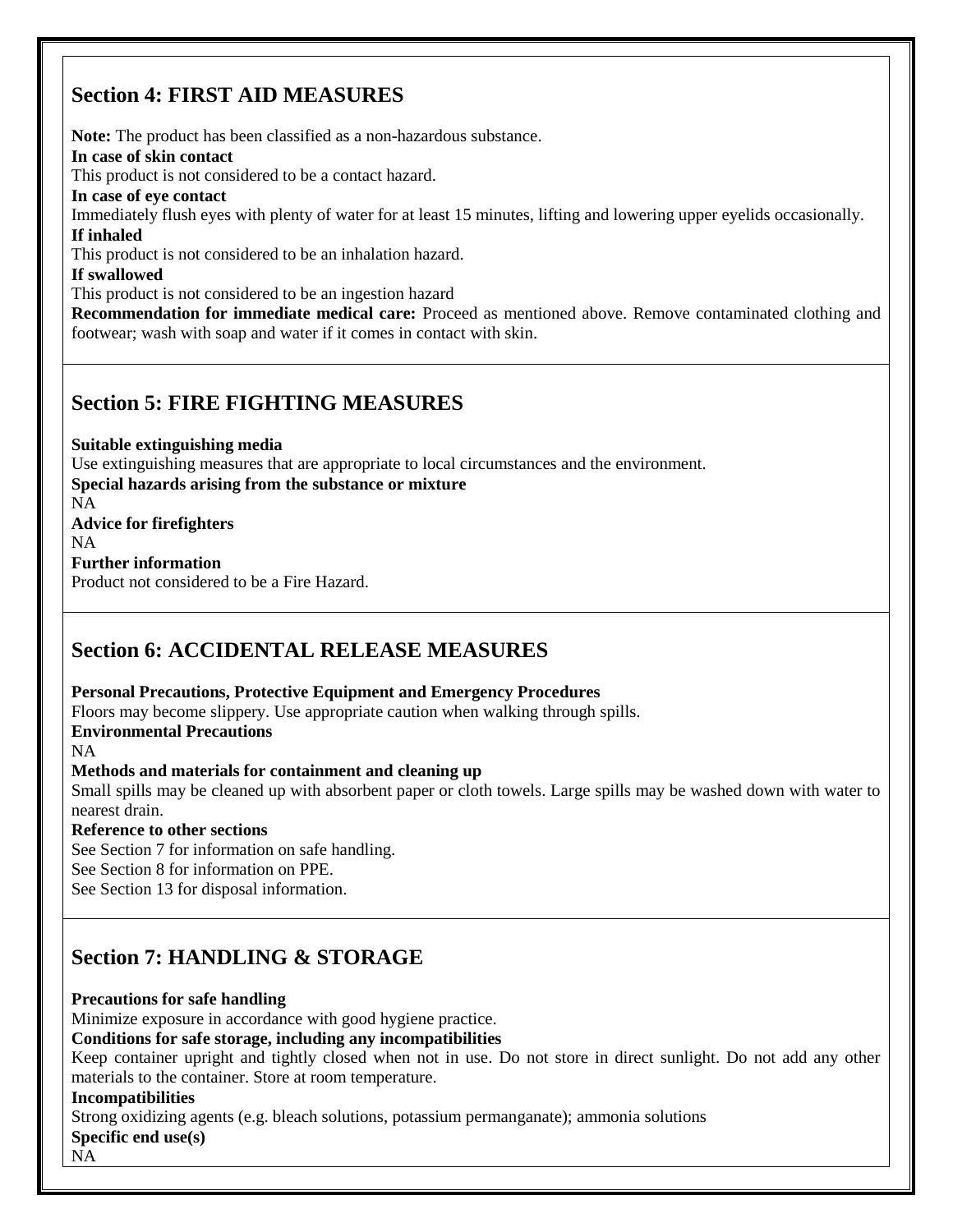## Section 4: FIRST AID MEASURES

**Note:** The product has been classified as a non-hazardous substance.

**In case of skin contact**

This product is not considered to be a contact hazard.

**In case of eye contact**

Immediately flush eyes with plenty of water for at least 15 minutes, lifting and lowering upper eyelids occasionally.

**If inhaled**

This product is not considered to be an inhalation hazard.

**If swallowed**

This product is not considered to be an ingestion hazard

**Recommendation for immediate medical care:** Proceed as mentioned above. Remove contaminated clothing and footwear; wash with soap and water if it comes in contact with skin.

## Section 5: FIRE FIGHTING MEASURES

**Suitable extinguishing media**

Use extinguishing measures that are appropriate to local circumstances and the environment.

**Special hazards arising from the substance or mixture**

NA

**Advice for firefighters**

NA

**Further information**

Product not considered to be a Fire Hazard.

## Section 6: ACCIDENTAL RELEASE MEASURES

**Personal Precautions, Protective Equipment and Emergency Procedures**

Floors may become slippery. Use appropriate caution when walking through spills.

**Environmental Precautions**

NA

**Methods and materials for containment and cleaning up**

Small spills may be cleaned up with absorbent paper or cloth towels. Large spills may be washed down with water to nearest drain.

**Reference to other sections**

See Section 7 for information on safe handling.
See Section 8 for information on PPE.
See Section 13 for disposal information.

## Section 7: HANDLING & STORAGE

**Precautions for safe handling**

Minimize exposure in accordance with good hygiene practice.

**Conditions for safe storage, including any incompatibilities**

Keep container upright and tightly closed when not in use. Do not store in direct sunlight. Do not add any other materials to the container. Store at room temperature.

**Incompatibilities**

Strong oxidizing agents (e.g. bleach solutions, potassium permanganate); ammonia solutions

**Specific end use(s)**

NA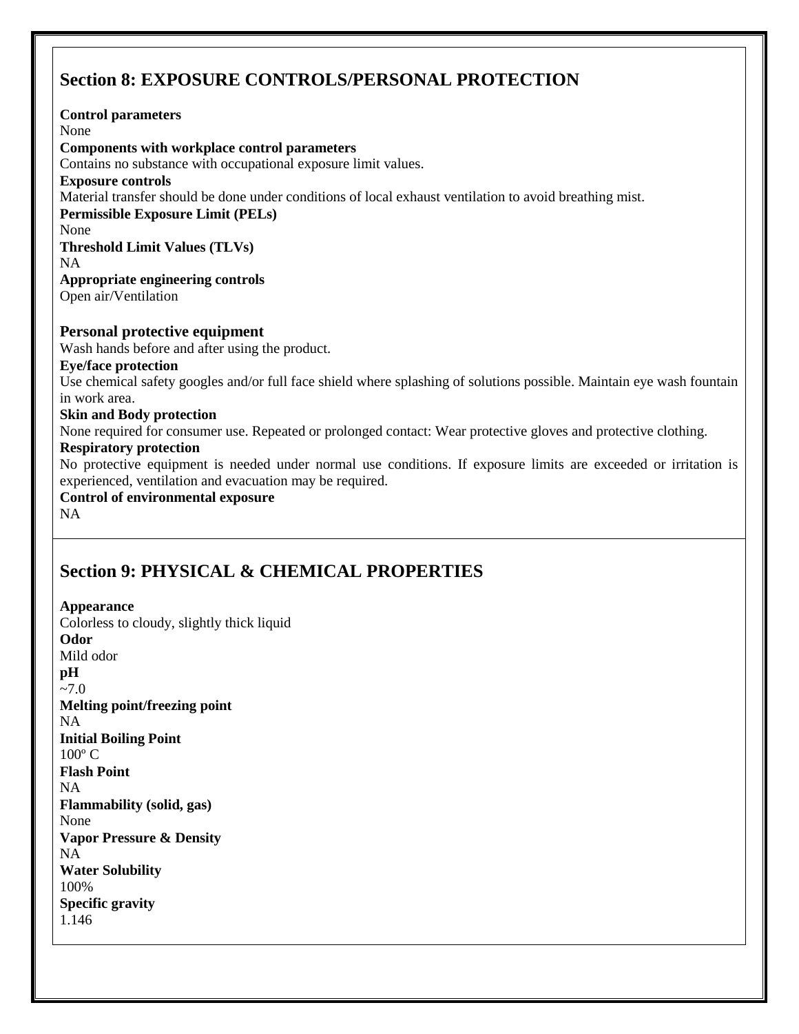## Section 8: EXPOSURE CONTROLS/PERSONAL PROTECTION

**Control parameters**
None

**Components with workplace control parameters**
Contains no substance with occupational exposure limit values.

**Exposure controls**
Material transfer should be done under conditions of local exhaust ventilation to avoid breathing mist.

**Permissible Exposure Limit (PELs)**
None

**Threshold Limit Values (TLVs)**
NA

**Appropriate engineering controls**
Open air/Ventilation

### Personal protective equipment

Wash hands before and after using the product.

**Eye/face protection**
Use chemical safety googles and/or full face shield where splashing of solutions possible. Maintain eye wash fountain in work area.

**Skin and Body protection**
None required for consumer use. Repeated or prolonged contact: Wear protective gloves and protective clothing.

**Respiratory protection**
No protective equipment is needed under normal use conditions. If exposure limits are exceeded or irritation is experienced, ventilation and evacuation may be required.

**Control of environmental exposure**
NA

## Section 9: PHYSICAL & CHEMICAL PROPERTIES

**Appearance**
Colorless to cloudy, slightly thick liquid

**Odor**
Mild odor

**pH**
~7.0

**Melting point/freezing point**
NA

**Initial Boiling Point**
100º C

**Flash Point**
NA

**Flammability (solid, gas)**
None

**Vapor Pressure & Density**
NA

**Water Solubility**
100%

**Specific gravity**
1.146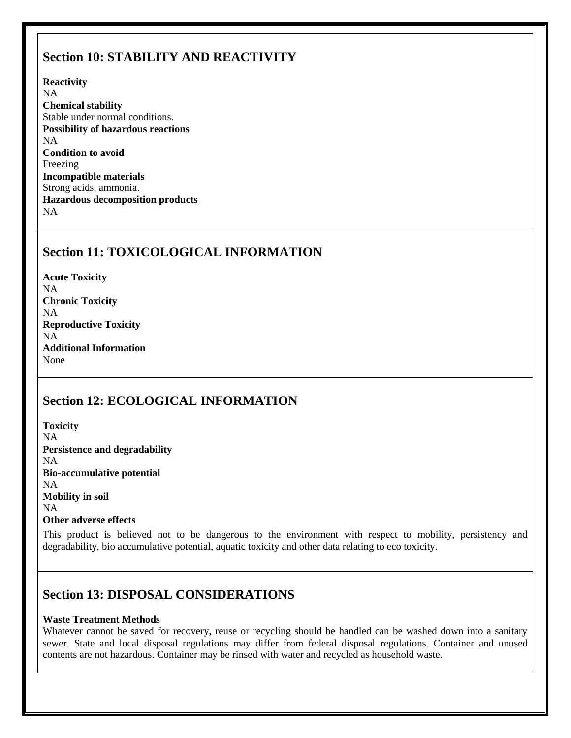## Section 10: STABILITY AND REACTIVITY

**Reactivity**
NA
**Chemical stability**
Stable under normal conditions.
**Possibility of hazardous reactions**
NA
**Condition to avoid**
Freezing
**Incompatible materials**
Strong acids, ammonia.
**Hazardous decomposition products**
NA

## Section 11: TOXICOLOGICAL INFORMATION

**Acute Toxicity**
NA
**Chronic Toxicity**
NA
**Reproductive Toxicity**
NA
**Additional Information**
None

## Section 12: ECOLOGICAL INFORMATION

**Toxicity**
NA
**Persistence and degradability**
NA
**Bio-accumulative potential**
NA
**Mobility in soil**
NA
**Other adverse effects**

This product is believed not to be dangerous to the environment with respect to mobility, persistency and degradability, bio accumulative potential, aquatic toxicity and other data relating to eco toxicity.

## Section 13: DISPOSAL CONSIDERATIONS

**Waste Treatment Methods**
Whatever cannot be saved for recovery, reuse or recycling should be handled can be washed down into a sanitary sewer. State and local disposal regulations may differ from federal disposal regulations. Container and unused contents are not hazardous. Container may be rinsed with water and recycled as household waste.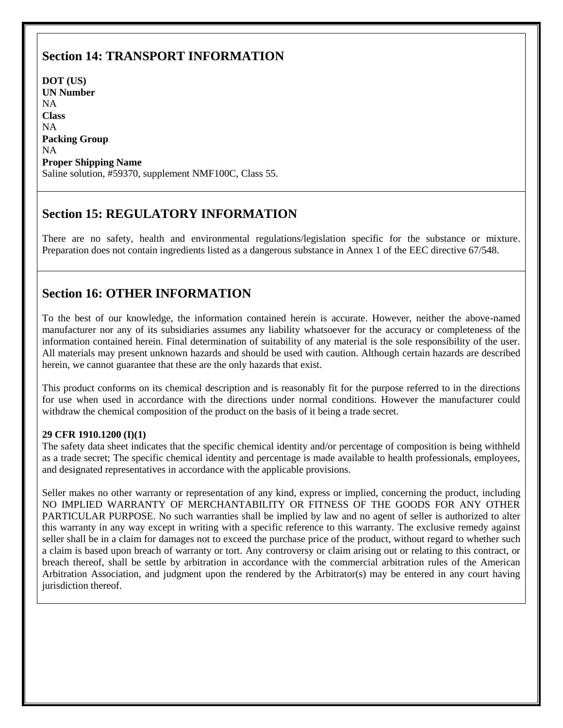## Section 14: TRANSPORT INFORMATION

**DOT (US)**
**UN Number**
NA
**Class**
NA
**Packing Group**
NA
**Proper Shipping Name**
Saline solution, #59370, supplement NMF100C, Class 55.

## Section 15: REGULATORY INFORMATION

There are no safety, health and environmental regulations/legislation specific for the substance or mixture. Preparation does not contain ingredients listed as a dangerous substance in Annex 1 of the EEC directive 67/548.

## Section 16: OTHER INFORMATION

To the best of our knowledge, the information contained herein is accurate. However, neither the above-named manufacturer nor any of its subsidiaries assumes any liability whatsoever for the accuracy or completeness of the information contained herein. Final determination of suitability of any material is the sole responsibility of the user. All materials may present unknown hazards and should be used with caution. Although certain hazards are described herein, we cannot guarantee that these are the only hazards that exist.

This product conforms on its chemical description and is reasonably fit for the purpose referred to in the directions for use when used in accordance with the directions under normal conditions. However the manufacturer could withdraw the chemical composition of the product on the basis of it being a trade secret.

**29 CFR 1910.1200 (I)(1)**
The safety data sheet indicates that the specific chemical identity and/or percentage of composition is being withheld as a trade secret; The specific chemical identity and percentage is made available to health professionals, employees, and designated representatives in accordance with the applicable provisions.

Seller makes no other warranty or representation of any kind, express or implied, concerning the product, including NO IMPLIED WARRANTY OF MERCHANTABILITY OR FITNESS OF THE GOODS FOR ANY OTHER PARTICULAR PURPOSE. No such warranties shall be implied by law and no agent of seller is authorized to alter this warranty in any way except in writing with a specific reference to this warranty. The exclusive remedy against seller shall be in a claim for damages not to exceed the purchase price of the product, without regard to whether such a claim is based upon breach of warranty or tort. Any controversy or claim arising out or relating to this contract, or breach thereof, shall be settle by arbitration in accordance with the commercial arbitration rules of the American Arbitration Association, and judgment upon the rendered by the Arbitrator(s) may be entered in any court having jurisdiction thereof.